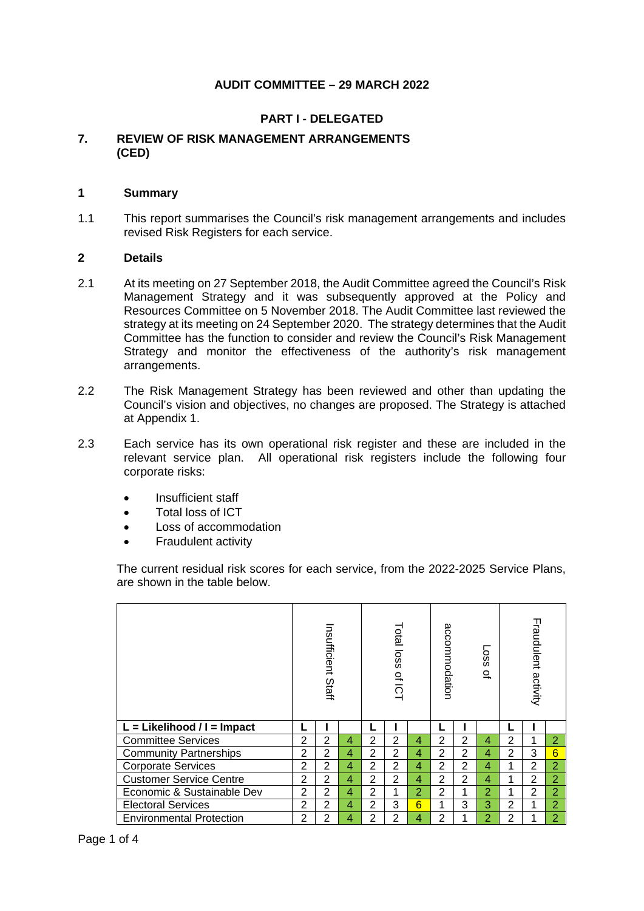**AUDIT COMMITTEE – 29 MARCH 2022**

**PART I - DELEGATED**

## 7. REVIEW OF RISK MANAGEMENT ARRANGEMENTS (CED)

### 1 Summary

1.1 This report summarises the Council's risk management arrangements and includes revised Risk Registers for each service.

### 2 Details

2.1 At its meeting on 27 September 2018, the Audit Committee agreed the Council's Risk Management Strategy and it was subsequently approved at the Policy and Resources Committee on 5 November 2018. The Audit Committee last reviewed the strategy at its meeting on 24 September 2020. The strategy determines that the Audit Committee has the function to consider and review the Council's Risk Management Strategy and monitor the effectiveness of the authority's risk management arrangements.

2.2 The Risk Management Strategy has been reviewed and other than updating the Council's vision and objectives, no changes are proposed. The Strategy is attached at Appendix 1.

2.3 Each service has its own operational risk register and these are included in the relevant service plan. All operational risk registers include the following four corporate risks:

- Insufficient staff
- Total loss of ICT
- Loss of accommodation
- Fraudulent activity

The current residual risk scores for each service, from the 2022-2025 Service Plans, are shown in the table below.

| | Insufficient Staff | | | Total loss of ICT | | | Loss of accommodation | | | Fraudulent activity | | |
|---|---|---|---|---|---|---|---|---|---|---|---|---|
| **L = Likelihood / I = Impact** | **L** | **I** | | **L** | **I** | | **L** | **I** | | **L** | **I** | |
| Committee Services | 2 | 2 | 4 | 2 | 2 | 4 | 2 | 2 | 4 | 2 | 1 | 2 |
| Community Partnerships | 2 | 2 | 4 | 2 | 2 | 4 | 2 | 2 | 4 | 2 | 3 | 6 |
| Corporate Services | 2 | 2 | 4 | 2 | 2 | 4 | 2 | 2 | 4 | 1 | 2 | 2 |
| Customer Service Centre | 2 | 2 | 4 | 2 | 2 | 4 | 2 | 2 | 4 | 1 | 2 | 2 |
| Economic & Sustainable Dev | 2 | 2 | 4 | 2 | 1 | 2 | 2 | 1 | 2 | 1 | 2 | 2 |
| Electoral Services | 2 | 2 | 4 | 2 | 3 | 6 | 1 | 3 | 3 | 2 | 1 | 2 |
| Environmental Protection | 2 | 2 | 4 | 2 | 2 | 4 | 2 | 1 | 2 | 2 | 1 | 2 |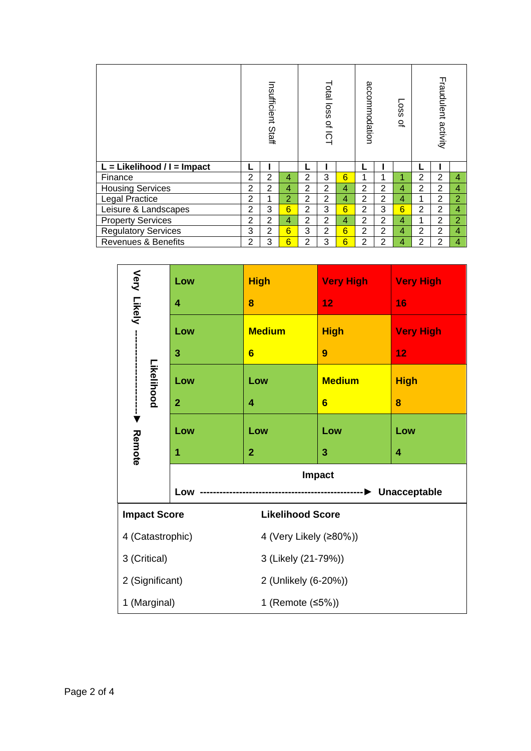|  | Insufficient Staff | | | Total loss of ICT | | | Loss of accommodation | | | Fraudulent activity | | |
|---|---|---|---|---|---|---|---|---|---|---|---|---|
| **L = Likelihood / I = Impact** | **L** | **I** | | **L** | **I** | | **L** | **I** | | **L** | **I** | |
| Finance | 2 | 2 | 4 | 2 | 3 | 6 | 1 | 1 | 1 | 2 | 2 | 4 |
| Housing Services | 2 | 2 | 4 | 2 | 2 | 4 | 2 | 2 | 4 | 2 | 2 | 4 |
| Legal Practice | 2 | 1 | 2 | 2 | 2 | 4 | 2 | 2 | 4 | 1 | 2 | 2 |
| Leisure & Landscapes | 2 | 3 | 6 | 2 | 3 | 6 | 2 | 3 | 6 | 2 | 2 | 4 |
| Property Services | 2 | 2 | 4 | 2 | 2 | 4 | 2 | 2 | 4 | 1 | 2 | 2 |
| Regulatory Services | 3 | 2 | 6 | 3 | 2 | 6 | 2 | 2 | 4 | 2 | 2 | 4 |
| Revenues & Benefits | 2 | 3 | 6 | 2 | 3 | 6 | 2 | 2 | 4 | 2 | 2 | 4 |

| Likelihood (Very Likely ▼ Remote) | | | | |
|---|---|---|---|---|
| | **Low** **4** | **High** **8** | **Very High** **12** | **Very High** **16** |
| | **Low** **3** | **Medium** **6** | **High** **9** | **Very High** **12** |
| | **Low** **2** | **Low** **4** | **Medium** **6** | **High** **8** |
| | **Low** **1** | **Low** **2** | **Low** **3** | **Low** **4** |
| | **Impact** — **Low** ▶ **Unacceptable** | | | |

| **Impact Score** | **Likelihood Score** |
|---|---|
| 4 (Catastrophic) | 4 (Very Likely (≥80%)) |
| 3 (Critical) | 3 (Likely (21-79%)) |
| 2 (Significant) | 2 (Unlikely (6-20%)) |
| 1 (Marginal) | 1 (Remote (≤5%)) |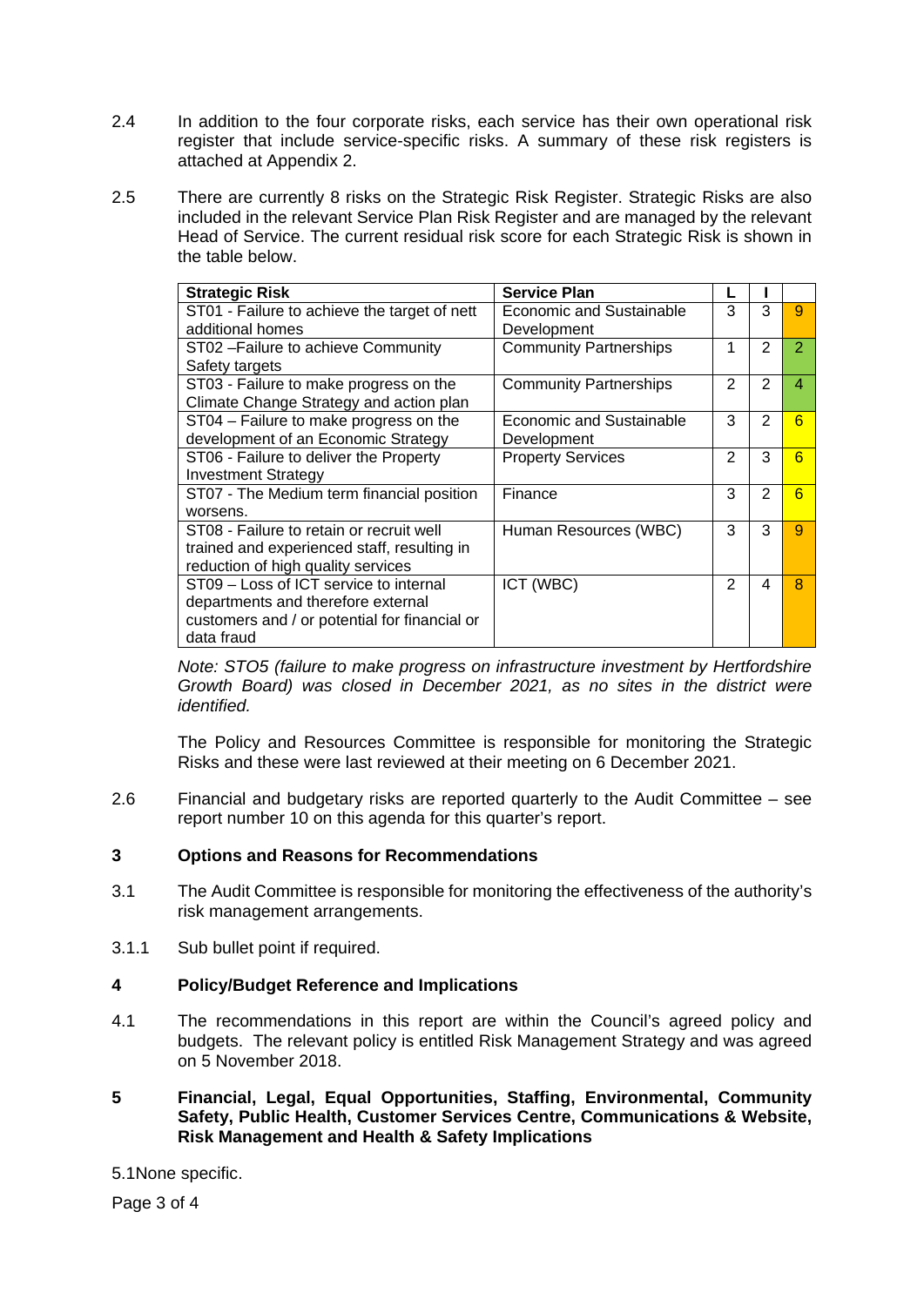2.4 In addition to the four corporate risks, each service has their own operational risk register that include service-specific risks. A summary of these risk registers is attached at Appendix 2.

2.5 There are currently 8 risks on the Strategic Risk Register. Strategic Risks are also included in the relevant Service Plan Risk Register and are managed by the relevant Head of Service. The current residual risk score for each Strategic Risk is shown in the table below.

| Strategic Risk | Service Plan | L | I | |
|---|---|---|---|---|
| ST01 - Failure to achieve the target of nett additional homes | Economic and Sustainable Development | 3 | 3 | 9 |
| ST02 –Failure to achieve Community Safety targets | Community Partnerships | 1 | 2 | 2 |
| ST03 - Failure to make progress on the Climate Change Strategy and action plan | Community Partnerships | 2 | 2 | 4 |
| ST04 – Failure to make progress on the development of an Economic Strategy | Economic and Sustainable Development | 3 | 2 | 6 |
| ST06 - Failure to deliver the Property Investment Strategy | Property Services | 2 | 3 | 6 |
| ST07 - The Medium term financial position worsens. | Finance | 3 | 2 | 6 |
| ST08 - Failure to retain or recruit well trained and experienced staff, resulting in reduction of high quality services | Human Resources (WBC) | 3 | 3 | 9 |
| ST09 – Loss of ICT service to internal departments and therefore external customers and / or potential for financial or data fraud | ICT (WBC) | 2 | 4 | 8 |

*Note: STO5 (failure to make progress on infrastructure investment by Hertfordshire Growth Board) was closed in December 2021, as no sites in the district were identified.*

The Policy and Resources Committee is responsible for monitoring the Strategic Risks and these were last reviewed at their meeting on 6 December 2021.

2.6 Financial and budgetary risks are reported quarterly to the Audit Committee – see report number 10 on this agenda for this quarter's report.

## 3 Options and Reasons for Recommendations

3.1 The Audit Committee is responsible for monitoring the effectiveness of the authority's risk management arrangements.

3.1.1 Sub bullet point if required.

## 4 Policy/Budget Reference and Implications

4.1 The recommendations in this report are within the Council's agreed policy and budgets. The relevant policy is entitled Risk Management Strategy and was agreed on 5 November 2018.

## 5 Financial, Legal, Equal Opportunities, Staffing, Environmental, Community Safety, Public Health, Customer Services Centre, Communications & Website, Risk Management and Health & Safety Implications

5.1None specific.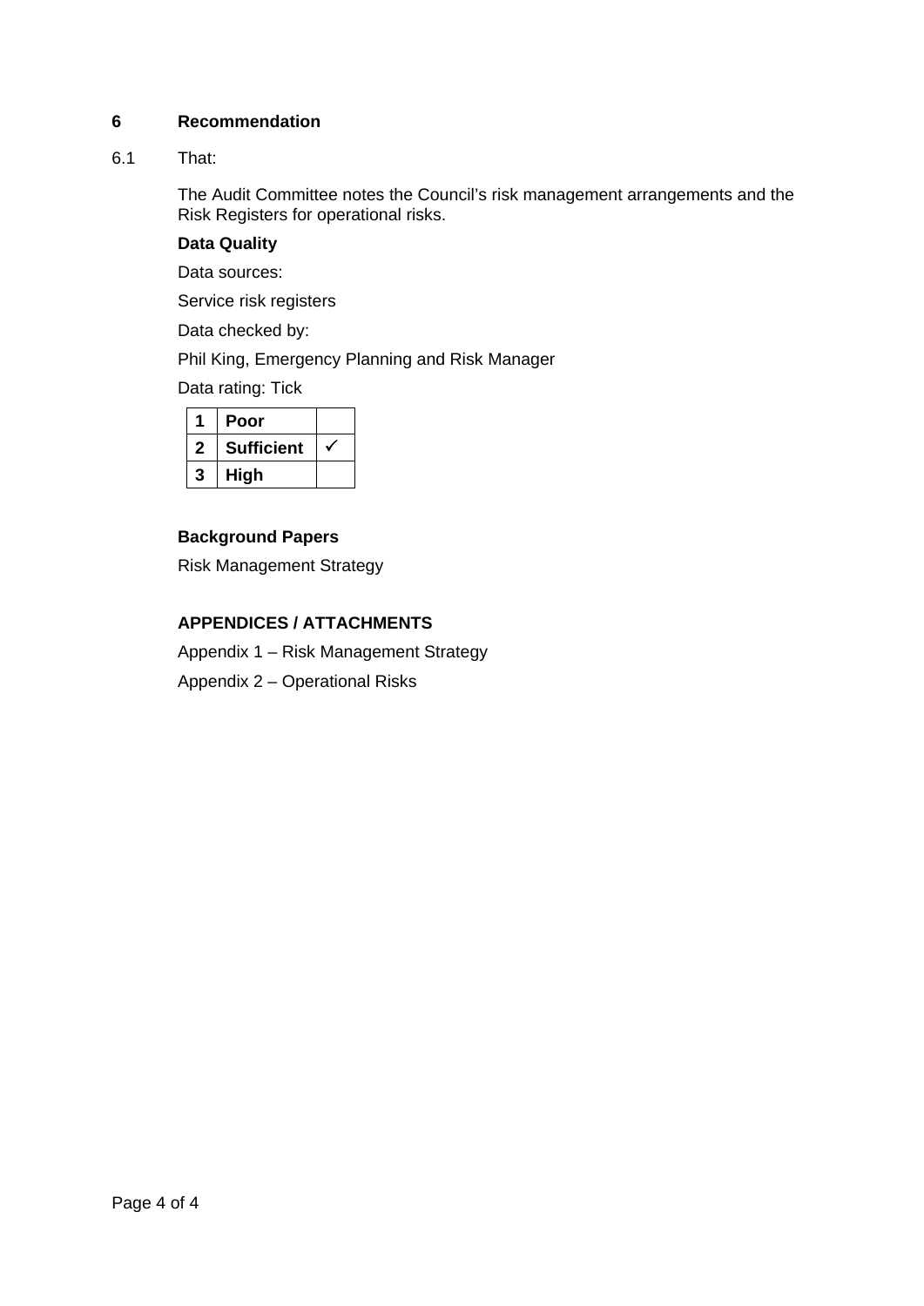## 6 Recommendation

6.1 That:

The Audit Committee notes the Council's risk management arrangements and the Risk Registers for operational risks.

**Data Quality**

Data sources:

Service risk registers

Data checked by:

Phil King, Emergency Planning and Risk Manager

Data rating: Tick

| | | |
|---|---|---|
| **1** | **Poor** | |
| **2** | **Sufficient** | ✓ |
| **3** | **High** | |

**Background Papers**

Risk Management Strategy

**APPENDICES / ATTACHMENTS**

Appendix 1 – Risk Management Strategy

Appendix 2 – Operational Risks